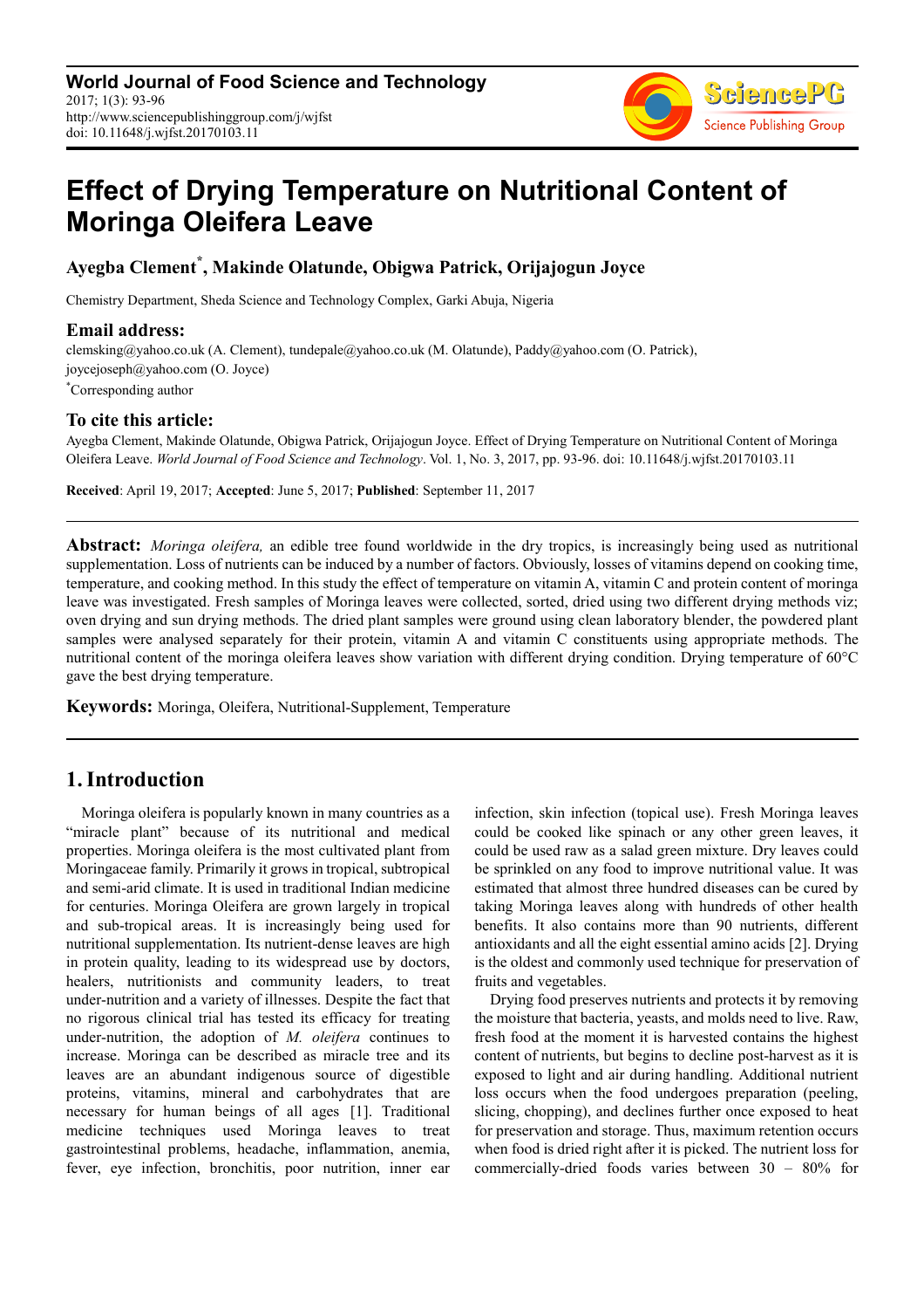# Effect of Drying Temperature on Nutritional Content of Moringa Oleifera Leave

**Ayegba Clement[*], Makinde Olatunde, Obigwa Patrick, Orijajogun Joyce**

Chemistry Department, Sheda Science and Technology Complex, Garki Abuja, Nigeria

## Email address:

clemsking@yahoo.co.uk (A. Clement), tundepale@yahoo.co.uk (M. Olatunde), Paddy@yahoo.com (O. Patrick), joycejoseph@yahoo.com (O. Joyce)

[*]Corresponding author

## To cite this article:

Ayegba Clement, Makinde Olatunde, Obigwa Patrick, Orijajogun Joyce. Effect of Drying Temperature on Nutritional Content of Moringa Oleifera Leave. *World Journal of Food Science and Technology*. Vol. 1, No. 3, 2017, pp. 93-96. doi: 10.11648/j.wjfst.20170103.11

**Received**: April 19, 2017; **Accepted**: June 5, 2017; **Published**: September 11, 2017

---

**Abstract:** *Moringa oleifera,* an edible tree found worldwide in the dry tropics, is increasingly being used as nutritional supplementation. Loss of nutrients can be induced by a number of factors. Obviously, losses of vitamins depend on cooking time, temperature, and cooking method. In this study the effect of temperature on vitamin A, vitamin C and protein content of moringa leave was investigated. Fresh samples of Moringa leaves were collected, sorted, dried using two different drying methods viz; oven drying and sun drying methods. The dried plant samples were ground using clean laboratory blender, the powdered plant samples were analysed separately for their protein, vitamin A and vitamin C constituents using appropriate methods. The nutritional content of the moringa oleifera leaves show variation with different drying condition. Drying temperature of 60°C gave the best drying temperature.

**Keywords:** Moringa, Oleifera, Nutritional-Supplement, Temperature

---

## 1. Introduction

Moringa oleifera is popularly known in many countries as a "miracle plant" because of its nutritional and medical properties. Moringa oleifera is the most cultivated plant from Moringaceae family. Primarily it grows in tropical, subtropical and semi-arid climate. It is used in traditional Indian medicine for centuries. Moringa Oleifera are grown largely in tropical and sub-tropical areas. It is increasingly being used for nutritional supplementation. Its nutrient-dense leaves are high in protein quality, leading to its widespread use by doctors, healers, nutritionists and community leaders, to treat under-nutrition and a variety of illnesses. Despite the fact that no rigorous clinical trial has tested its efficacy for treating under-nutrition, the adoption of *M. oleifera* continues to increase. Moringa can be described as miracle tree and its leaves are an abundant indigenous source of digestible proteins, vitamins, mineral and carbohydrates that are necessary for human beings of all ages [1]. Traditional medicine techniques used Moringa leaves to treat gastrointestinal problems, headache, inflammation, anemia, fever, eye infection, bronchitis, poor nutrition, inner ear infection, skin infection (topical use). Fresh Moringa leaves could be cooked like spinach or any other green leaves, it could be used raw as a salad green mixture. Dry leaves could be sprinkled on any food to improve nutritional value. It was estimated that almost three hundred diseases can be cured by taking Moringa leaves along with hundreds of other health benefits. It also contains more than 90 nutrients, different antioxidants and all the eight essential amino acids [2]. Drying is the oldest and commonly used technique for preservation of fruits and vegetables.

Drying food preserves nutrients and protects it by removing the moisture that bacteria, yeasts, and molds need to live. Raw, fresh food at the moment it is harvested contains the highest content of nutrients, but begins to decline post-harvest as it is exposed to light and air during handling. Additional nutrient loss occurs when the food undergoes preparation (peeling, slicing, chopping), and declines further once exposed to heat for preservation and storage. Thus, maximum retention occurs when food is dried right after it is picked. The nutrient loss for commercially-dried foods varies between 30 – 80% for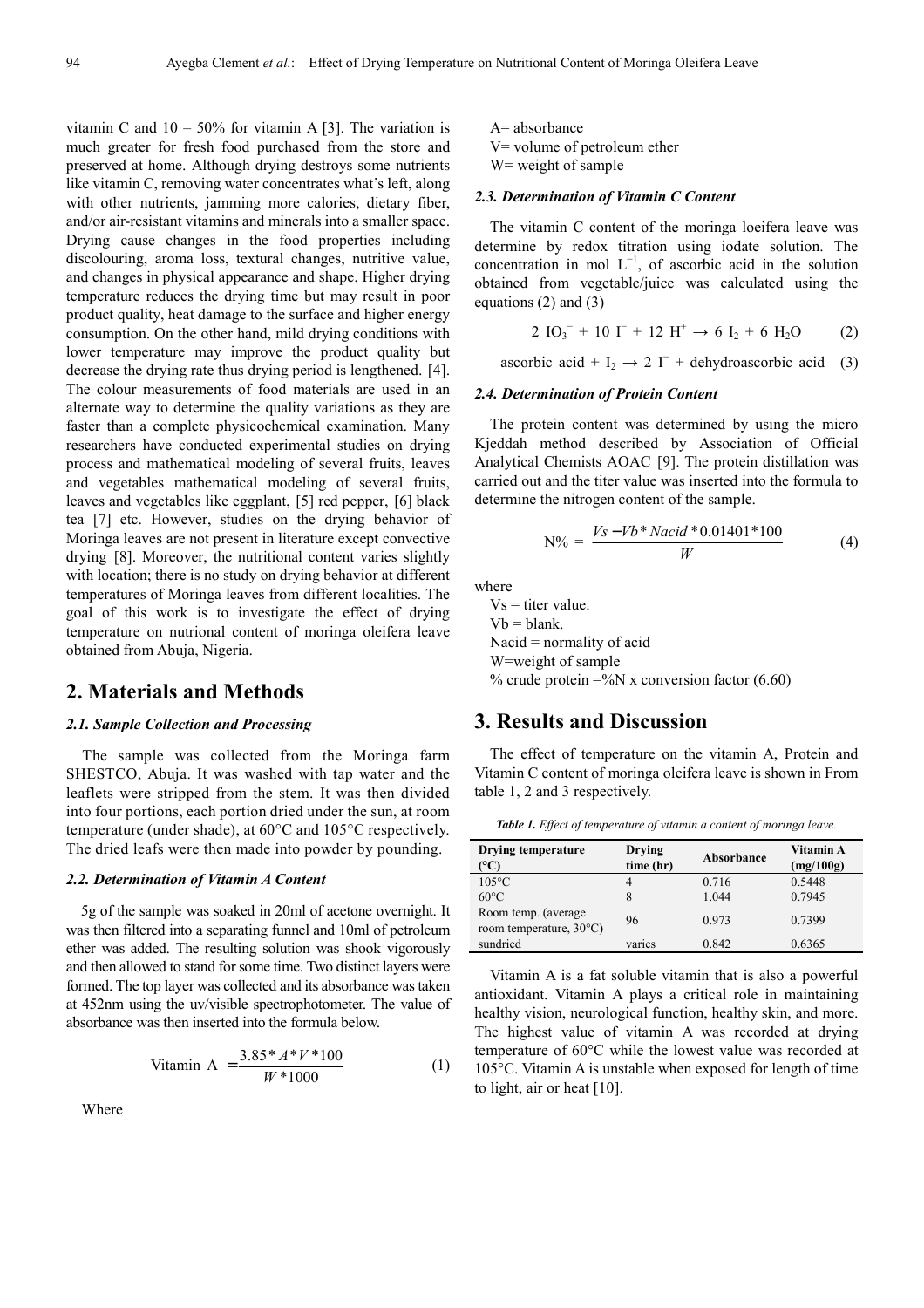vitamin C and 10 – 50% for vitamin A [3]. The variation is much greater for fresh food purchased from the store and preserved at home. Although drying destroys some nutrients like vitamin C, removing water concentrates what's left, along with other nutrients, jamming more calories, dietary fiber, and/or air-resistant vitamins and minerals into a smaller space. Drying cause changes in the food properties including discolouring, aroma loss, textural changes, nutritive value, and changes in physical appearance and shape. Higher drying temperature reduces the drying time but may result in poor product quality, heat damage to the surface and higher energy consumption. On the other hand, mild drying conditions with lower temperature may improve the product quality but decrease the drying rate thus drying period is lengthened. [4]. The colour measurements of food materials are used in an alternate way to determine the quality variations as they are faster than a complete physicochemical examination. Many researchers have conducted experimental studies on drying process and mathematical modeling of several fruits, leaves and vegetables mathematical modeling of several fruits, leaves and vegetables like eggplant, [5] red pepper, [6] black tea [7] etc. However, studies on the drying behavior of Moringa leaves are not present in literature except convective drying [8]. Moreover, the nutritional content varies slightly with location; there is no study on drying behavior at different temperatures of Moringa leaves from different localities. The goal of this work is to investigate the effect of drying temperature on nutrional content of moringa oleifera leave obtained from Abuja, Nigeria.

## 2. Materials and Methods

### 2.1. Sample Collection and Processing

The sample was collected from the Moringa farm SHESTCO, Abuja. It was washed with tap water and the leaflets were stripped from the stem. It was then divided into four portions, each portion dried under the sun, at room temperature (under shade), at 60°C and 105°C respectively. The dried leafs were then made into powder by pounding.

### 2.2. Determination of Vitamin A Content

5g of the sample was soaked in 20ml of acetone overnight. It was then filtered into a separating funnel and 10ml of petroleum ether was added. The resulting solution was shook vigorously and then allowed to stand for some time. Two distinct layers were formed. The top layer was collected and its absorbance was taken at 452nm using the uv/visible spectrophotometer. The value of absorbance was then inserted into the formula below.

$$\text{Vitamin A} = \frac{3.85 * A * V * 100}{W * 1000} \tag{1}$$

Where

A= absorbance

V= volume of petroleum ether

W= weight of sample

### 2.3. Determination of Vitamin C Content

The vitamin C content of the moringa loeifera leave was determine by redox titration using iodate solution. The concentration in mol $L^{-1}$, of ascorbic acid in the solution obtained from vegetable/juice was calculated using the equations (2) and (3)

$$2\ IO_3^- + 10\ I^- + 12\ H^+ \rightarrow 6\ I_2 + 6\ H_2O \tag{2}$$

$$\text{ascorbic acid} + I_2 \rightarrow 2\ I^- + \text{dehydroascorbic acid} \tag{3}$$

### 2.4. Determination of Protein Content

The protein content was determined by using the micro Kjeddah method described by Association of Official Analytical Chemists AOAC [9]. The protein distillation was carried out and the titer value was inserted into the formula to determine the nitrogen content of the sample.

$$N\% = \frac{Vs - Vb * Nacid * 0.01401 * 100}{W} \tag{4}$$

where

Vs = titer value.

Vb = blank.

Nacid = normality of acid

W=weight of sample

% crude protein =%N x conversion factor (6.60)

## 3. Results and Discussion

The effect of temperature on the vitamin A, Protein and Vitamin C content of moringa oleifera leave is shown in From table 1, 2 and 3 respectively.

*Table 1. Effect of temperature of vitamin a content of moringa leave.*

| Drying temperature (°C) | Drying time (hr) | Absorbance | Vitamin A (mg/100g) |
|---|---|---|---|
| 105°C | 4 | 0.716 | 0.5448 |
| 60°C | 8 | 1.044 | 0.7945 |
| Room temp. (average room temperature, 30°C) | 96 | 0.973 | 0.7399 |
| sundried | varies | 0.842 | 0.6365 |

Vitamin A is a fat soluble vitamin that is also a powerful antioxidant. Vitamin A plays a critical role in maintaining healthy vision, neurological function, healthy skin, and more. The highest value of vitamin A was recorded at drying temperature of 60°C while the lowest value was recorded at 105°C. Vitamin A is unstable when exposed for length of time to light, air or heat [10].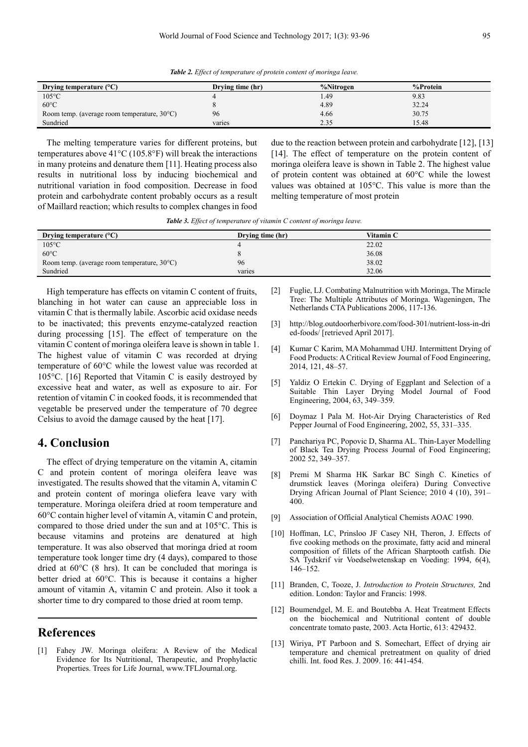*Table 2. Effect of temperature of protein content of moringa leave.*

| Drying temperature (°C) | Drying time (hr) | %Nitrogen | %Protein |
|---|---|---|---|
| 105°C | 4 | 1.49 | 9.83 |
| 60°C | 8 | 4.89 | 32.24 |
| Room temp. (average room temperature, 30°C) | 96 | 4.66 | 30.75 |
| Sundried | varies | 2.35 | 15.48 |

The melting temperature varies for different proteins, but temperatures above 41°C (105.8°F) will break the interactions in many proteins and denature them [11]. Heating process also results in nutritional loss by inducing biochemical and nutritional variation in food composition. Decrease in food protein and carbohydrate content probably occurs as a result of Maillard reaction; which results to complex changes in food due to the reaction between protein and carbohydrate [12], [13] [14]. The effect of temperature on the protein content of moringa oleifera leave is shown in Table 2. The highest value of protein content was obtained at 60°C while the lowest values was obtained at 105°C. This value is more than the melting temperature of most protein

*Table 3. Effect of temperature of vitamin C content of moringa leave.*

| Drying temperature (°C) | Drying time (hr) | Vitamin C |
|---|---|---|
| 105°C | 4 | 22.02 |
| 60°C | 8 | 36.08 |
| Room temp. (average room temperature, 30°C) | 96 | 38.02 |
| Sundried | varies | 32.06 |

High temperature has effects on vitamin C content of fruits, blanching in hot water can cause an appreciable loss in vitamin C that is thermally labile. Ascorbic acid oxidase needs to be inactivated; this prevents enzyme-catalyzed reaction during processing [15]. The effect of temperature on the vitamin C content of moringa oleifera leave is shown in table 1. The highest value of vitamin C was recorded at drying temperature of 60°C while the lowest value was recorded at 105°C. [16] Reported that Vitamin C is easily destroyed by excessive heat and water, as well as exposure to air. For retention of vitamin C in cooked foods, it is recommended that vegetable be preserved under the temperature of 70 degree Celsius to avoid the damage caused by the heat [17].

## 4. Conclusion

The effect of drying temperature on the vitamin A, citamin C and protein content of moringa oleifera leave was investigated. The results showed that the vitamin A, vitamin C and protein content of moringa oliefera leave vary with temperature. Moringa oleifera dried at room temperature and 60°C contain higher level of vitamin A, vitamin C and protein, compared to those dried under the sun and at 105°C. This is because vitamins and proteins are denatured at high temperature. It was also observed that moringa dried at room temperature took longer time dry (4 days), compared to those dried at 60°C (8 hrs). It can be concluded that moringa is better dried at 60°C. This is because it contains a higher amount of vitamin A, vitamin C and protein. Also it took a shorter time to dry compared to those dried at room temp.

## References

[1] Fahey JW. Moringa oleifera: A Review of the Medical Evidence for Its Nutritional, Therapeutic, and Prophylactic Properties. Trees for Life Journal, www.TFLJournal.org.

[2] Fuglie, LJ. Combating Malnutrition with Moringa, The Miracle Tree: The Multiple Attributes of Moringa. Wageningen, The Netherlands CTA Publications 2006, 117-136.

[3] http://blog.outdoorherbivore.com/food-301/nutrient-loss-in-dried-foods/ [retrieved April 2017].

[4] Kumar C Karim, MA Mohammad UHJ. Intermittent Drying of Food Products: A Critical Review Journal of Food Engineering, 2014, 121, 48–57.

[5] Yaldiz O Ertekin C. Drying of Eggplant and Selection of a Suitable Thin Layer Drying Model Journal of Food Engineering, 2004, 63, 349–359.

[6] Doymaz I Pala M. Hot-Air Drying Characteristics of Red Pepper Journal of Food Engineering, 2002, 55, 331–335.

[7] Panchariya PC, Popovic D, Sharma AL. Thin-Layer Modelling of Black Tea Drying Process Journal of Food Engineering; 2002 52, 349–357.

[8] Premi M Sharma HK Sarkar BC Singh C. Kinetics of drumstick leaves (Moringa oleifera) During Convective Drying African Journal of Plant Science; 2010 4 (10), 391–400.

[9] Association of Official Analytical Chemists AOAC 1990.

[10] Hoffman, LC, Prinsloo JF Casey NH, Theron, J. Effects of five cooking methods on the proximate, fatty acid and mineral composition of fillets of the African Sharptooth catfish. Die SA Tydskrif vir Voedselwetenskap en Voeding: 1994, 6(4), 146–152.

[11] Branden, C, Tooze, J. *Introduction to Protein Structures,* 2nd edition. London: Taylor and Francis: 1998.

[12] Boumendgel, M. E. and Boutebba A. Heat Treatment Effects on the biochemical and Nutritional content of double concentrate tomato paste, 2003. Acta Hortic, 613: 429432.

[13] Wiriya, PT Parboon and S. Somechart, Effect of drying air temperature and chemical pretreatment on quality of dried chilli. Int. food Res. J. 2009. 16: 441-454.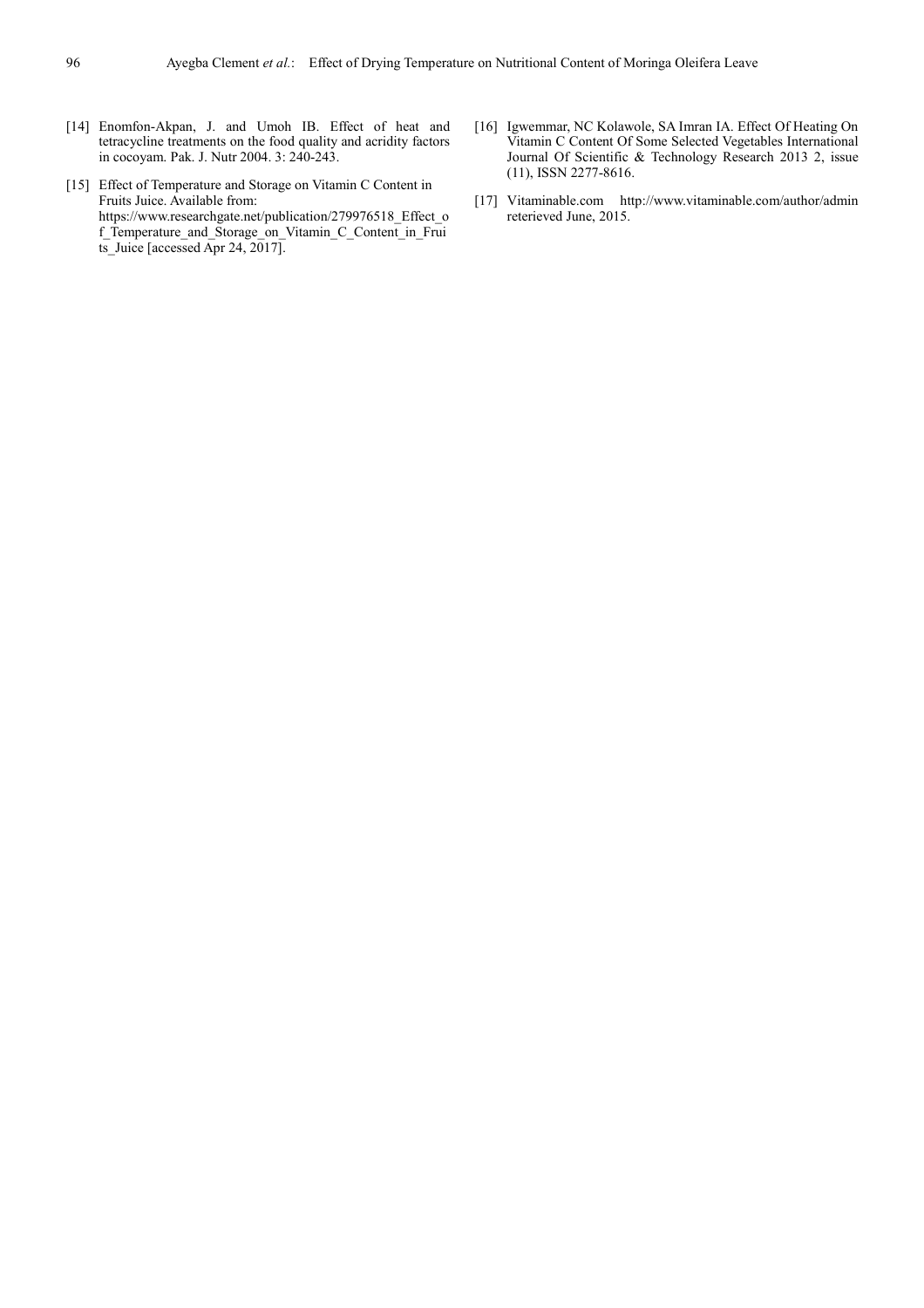[14] Enomfon-Akpan, J. and Umoh IB. Effect of heat and tetracycline treatments on the food quality and acridity factors in cocoyam. Pak. J. Nutr 2004. 3: 240-243.

[15] Effect of Temperature and Storage on Vitamin C Content in Fruits Juice. Available from: https://www.researchgate.net/publication/279976518_Effect_of_Temperature_and_Storage_on_Vitamin_C_Content_in_Fruits_Juice [accessed Apr 24, 2017].

[16] Igwemmar, NC Kolawole, SA Imran IA. Effect Of Heating On Vitamin C Content Of Some Selected Vegetables International Journal Of Scientific & Technology Research 2013 2, issue (11), ISSN 2277-8616.

[17] Vitaminable.com http://www.vitaminable.com/author/admin reterieved June, 2015.